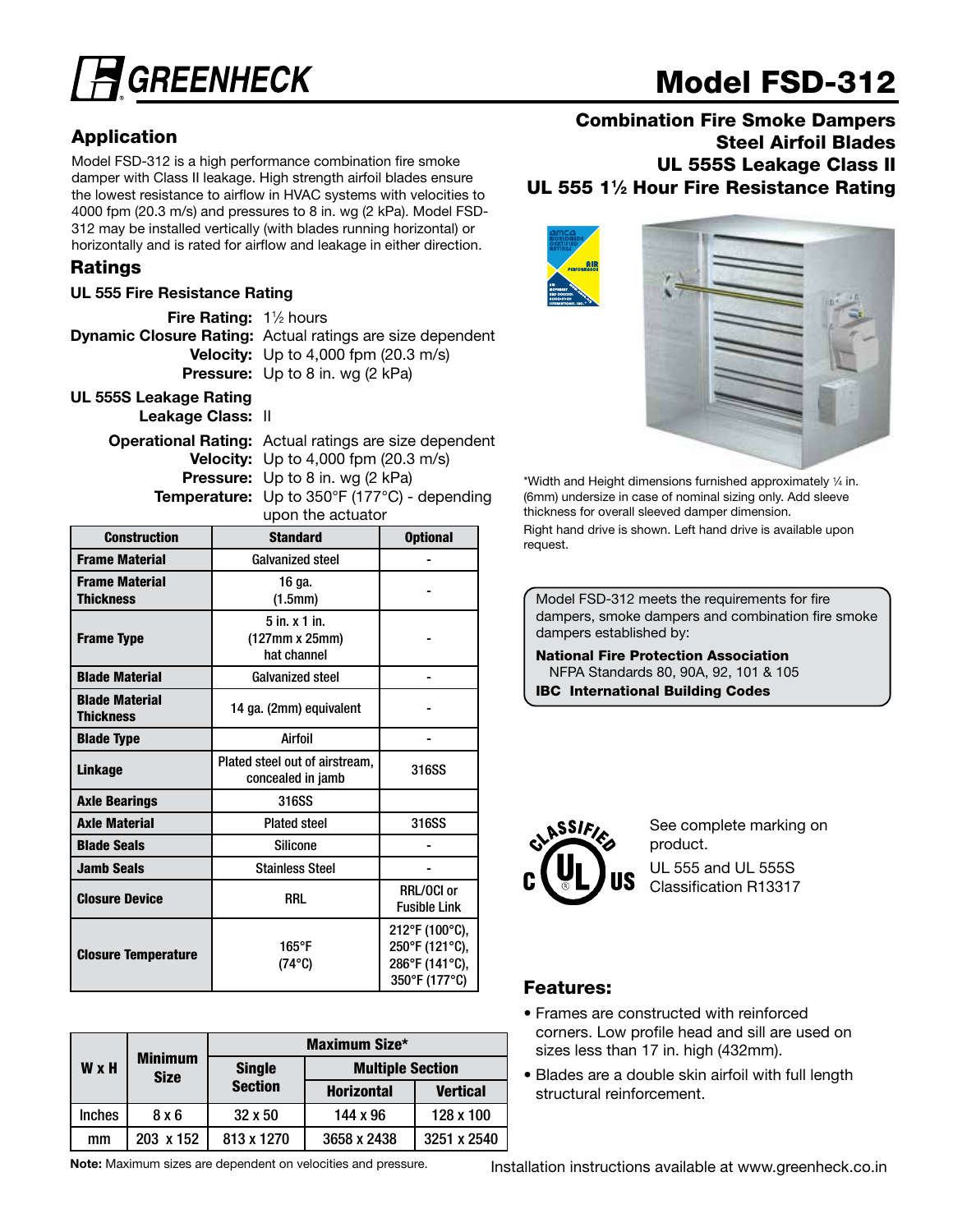# Model FSD-312

GREENHECK

## Combination Fire Smoke Dampers
## Steel Airfoil Blades
## UL 555S Leakage Class II
## UL 555 1½ Hour Fire Resistance Rating

## Application

Model FSD-312 is a high performance combination fire smoke damper with Class II leakage. High strength airfoil blades ensure the lowest resistance to airflow in HVAC systems with velocities to 4000 fpm (20.3 m/s) and pressures to 8 in. wg (2 kPa). Model FSD-312 may be installed vertically (with blades running horizontal) or horizontally and is rated for airflow and leakage in either direction.

## Ratings

### UL 555 Fire Resistance Rating

**Fire Rating:** 1½ hours
**Dynamic Closure Rating:** Actual ratings are size dependent
**Velocity:** Up to 4,000 fpm (20.3 m/s)
**Pressure:** Up to 8 in. wg (2 kPa)

### UL 555S Leakage Rating

**Leakage Class:** II

**Operational Rating:** Actual ratings are size dependent
**Velocity:** Up to 4,000 fpm (20.3 m/s)
**Pressure:** Up to 8 in. wg (2 kPa)
**Temperature:** Up to 350°F (177°C) - depending upon the actuator

| Construction | Standard | Optional |
|---|---|---|
| Frame Material | Galvanized steel | - |
| Frame Material Thickness | 16 ga. (1.5mm) | - |
| Frame Type | 5 in. x 1 in. (127mm x 25mm) hat channel | - |
| Blade Material | Galvanized steel | - |
| Blade Material Thickness | 14 ga. (2mm) equivalent | - |
| Blade Type | Airfoil | - |
| Linkage | Plated steel out of airstream, concealed in jamb | 316SS |
| Axle Bearings | 316SS | |
| Axle Material | Plated steel | 316SS |
| Blade Seals | Silicone | - |
| Jamb Seals | Stainless Steel | - |
| Closure Device | RRL | RRL/OCI or Fusible Link |
| Closure Temperature | 165°F (74°C) | 212°F (100°C), 250°F (121°C), 286°F (141°C), 350°F (177°C) |

| W x H | Minimum Size | Maximum Size* | | |
|---|---|---|---|---|
| | | Single Section | Multiple Section | |
| | | | Horizontal | Vertical |
| Inches | 8 x 6 | 32 x 50 | 144 x 96 | 128 x 100 |
| mm | 203 x 152 | 813 x 1270 | 3658 x 2438 | 3251 x 2540 |

**Note:** Maximum sizes are dependent on velocities and pressure.

*Width and Height dimensions furnished approximately ¼ in. (6mm) undersize in case of nominal sizing only. Add sleeve thickness for overall sleeved damper dimension.

Right hand drive is shown. Left hand drive is available upon request.

Model FSD-312 meets the requirements for fire dampers, smoke dampers and combination fire smoke dampers established by:

**National Fire Protection Association**
NFPA Standards 80, 90A, 92, 101 & 105
**IBC International Building Codes**

See complete marking on product.

UL 555 and UL 555S Classification R13317

## Features:

- Frames are constructed with reinforced corners. Low profile head and sill are used on sizes less than 17 in. high (432mm).
- Blades are a double skin airfoil with full length structural reinforcement.

Installation instructions available at www.greenheck.co.in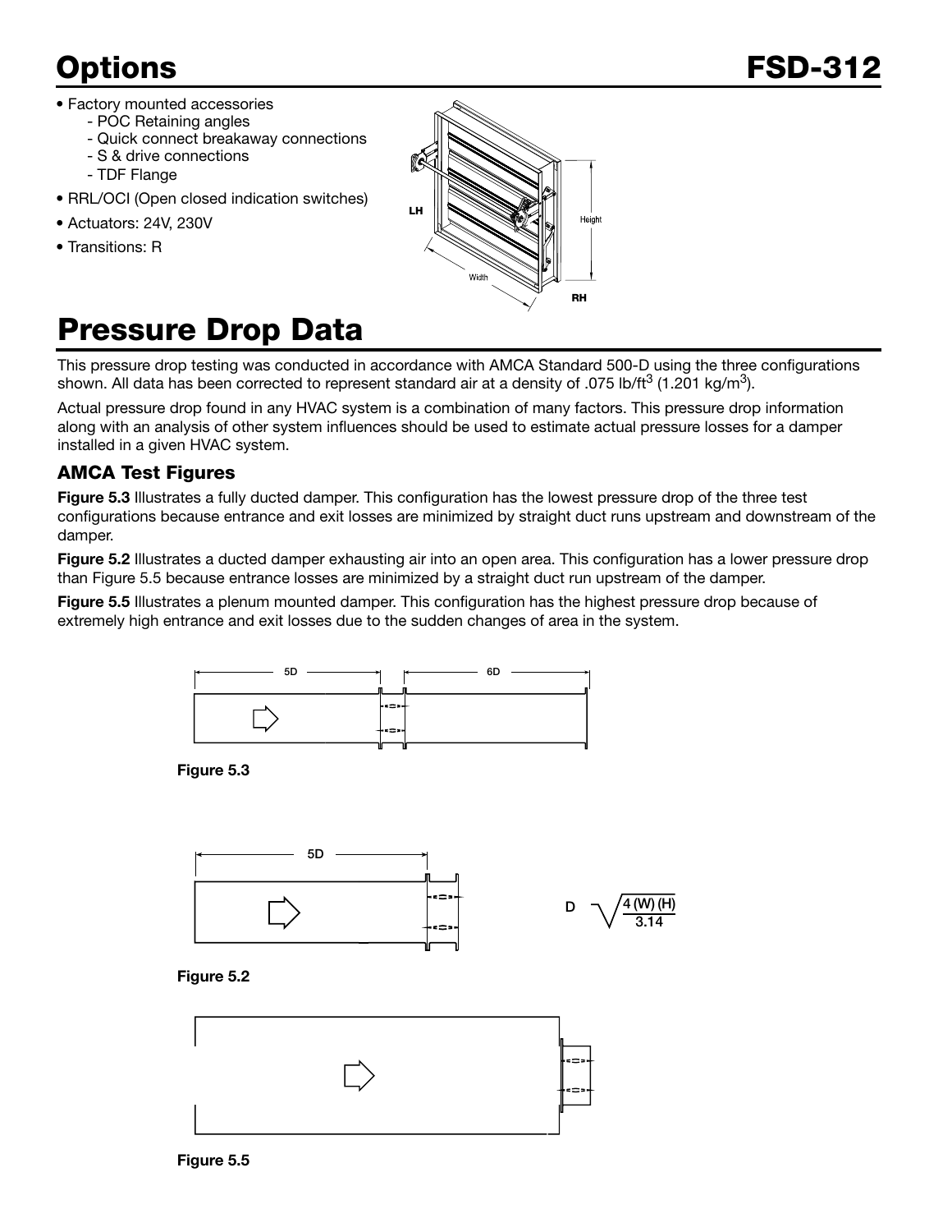# Options

- Factory mounted accessories
  - POC Retaining angles
  - Quick connect breakaway connections
  - S & drive connections
  - TDF Flange
- RRL/OCI (Open closed indication switches)
- Actuators: 24V, 230V
- Transitions: R

# Pressure Drop Data

This pressure drop testing was conducted in accordance with AMCA Standard 500-D using the three configurations shown. All data has been corrected to represent standard air at a density of .075 lb/ft$^3$ (1.201 kg/m$^3$).

Actual pressure drop found in any HVAC system is a combination of many factors. This pressure drop information along with an analysis of other system influences should be used to estimate actual pressure losses for a damper installed in a given HVAC system.

### AMCA Test Figures

**Figure 5.3** Illustrates a fully ducted damper. This configuration has the lowest pressure drop of the three test configurations because entrance and exit losses are minimized by straight duct runs upstream and downstream of the damper.

**Figure 5.2** Illustrates a ducted damper exhausting air into an open area. This configuration has a lower pressure drop than Figure 5.5 because entrance losses are minimized by a straight duct run upstream of the damper.

**Figure 5.5** Illustrates a plenum mounted damper. This configuration has the highest pressure drop because of extremely high entrance and exit losses due to the sudden changes of area in the system.

**Figure 5.3**

**Figure 5.2**

$$D = \sqrt{\frac{4(W)(H)}{3.14}}$$

**Figure 5.5**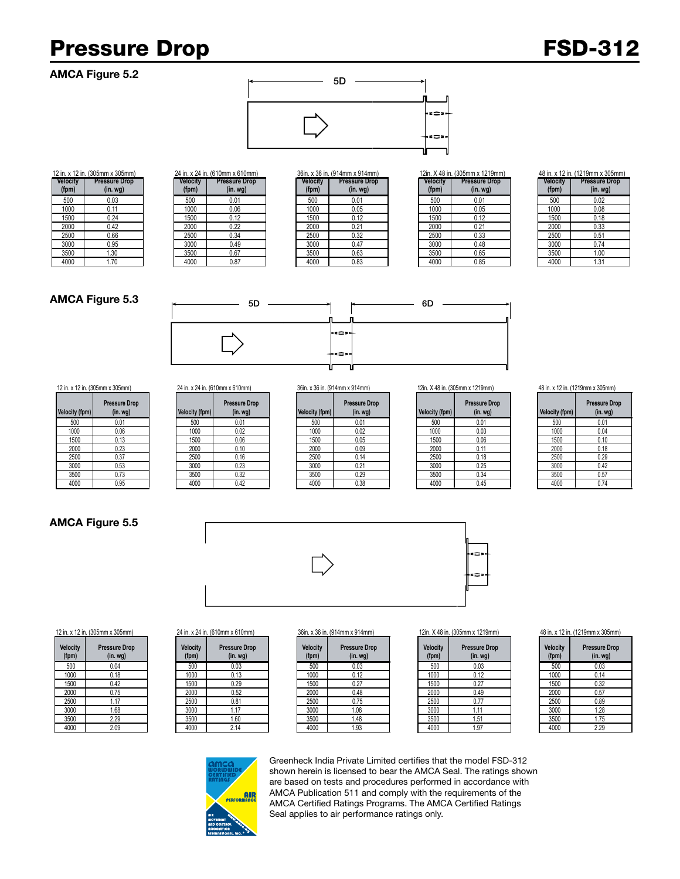# Pressure Drop

## FSD-312

### AMCA Figure 5.2

5D

12 in. x 12 in. (305mm x 305mm)

| Velocity (fpm) | Pressure Drop (in. wg) |
|---|---|
| 500 | 0.03 |
| 1000 | 0.11 |
| 1500 | 0.24 |
| 2000 | 0.42 |
| 2500 | 0.66 |
| 3000 | 0.95 |
| 3500 | 1.30 |
| 4000 | 1.70 |

24 in. x 24 in. (610mm x 610mm)

| Velocity (fpm) | Pressure Drop (in. wg) |
|---|---|
| 500 | 0.01 |
| 1000 | 0.06 |
| 1500 | 0.12 |
| 2000 | 0.22 |
| 2500 | 0.34 |
| 3000 | 0.49 |
| 3500 | 0.67 |
| 4000 | 0.87 |

36in. x 36 in. (914mm x 914mm)

| Velocity (fpm) | Pressure Drop (in. wg) |
|---|---|
| 500 | 0.01 |
| 1000 | 0.05 |
| 1500 | 0.12 |
| 2000 | 0.21 |
| 2500 | 0.32 |
| 3000 | 0.47 |
| 3500 | 0.63 |
| 4000 | 0.83 |

12in. X 48 in. (305mm x 1219mm)

| Velocity (fpm) | Pressure Drop (in. wg) |
|---|---|
| 500 | 0.01 |
| 1000 | 0.05 |
| 1500 | 0.12 |
| 2000 | 0.21 |
| 2500 | 0.33 |
| 3000 | 0.48 |
| 3500 | 0.65 |
| 4000 | 0.85 |

48 in. x 12 in. (1219mm x 305mm)

| Velocity (fpm) | Pressure Drop (in. wg) |
|---|---|
| 500 | 0.02 |
| 1000 | 0.08 |
| 1500 | 0.18 |
| 2000 | 0.33 |
| 2500 | 0.51 |
| 3000 | 0.74 |
| 3500 | 1.00 |
| 4000 | 1.31 |

### AMCA Figure 5.3

5D 6D

12 in. x 12 in. (305mm x 305mm)

| Velocity (fpm) | Pressure Drop (in. wg) |
|---|---|
| 500 | 0.01 |
| 1000 | 0.06 |
| 1500 | 0.13 |
| 2000 | 0.23 |
| 2500 | 0.37 |
| 3000 | 0.53 |
| 3500 | 0.73 |
| 4000 | 0.95 |

24 in. x 24 in. (610mm x 610mm)

| Velocity (fpm) | Pressure Drop (in. wg) |
|---|---|
| 500 | 0.01 |
| 1000 | 0.02 |
| 1500 | 0.06 |
| 2000 | 0.10 |
| 2500 | 0.16 |
| 3000 | 0.23 |
| 3500 | 0.32 |
| 4000 | 0.42 |

36in. x 36 in. (914mm x 914mm)

| Velocity (fpm) | Pressure Drop (in. wg) |
|---|---|
| 500 | 0.01 |
| 1000 | 0.02 |
| 1500 | 0.05 |
| 2000 | 0.09 |
| 2500 | 0.14 |
| 3000 | 0.21 |
| 3500 | 0.29 |
| 4000 | 0.38 |

12in. X 48 in. (305mm x 1219mm)

| Velocity (fpm) | Pressure Drop (in. wg) |
|---|---|
| 500 | 0.01 |
| 1000 | 0.03 |
| 1500 | 0.06 |
| 2000 | 0.11 |
| 2500 | 0.18 |
| 3000 | 0.25 |
| 3500 | 0.34 |
| 4000 | 0.45 |

48 in. x 12 in. (1219mm x 305mm)

| Velocity (fpm) | Pressure Drop (in. wg) |
|---|---|
| 500 | 0.01 |
| 1000 | 0.04 |
| 1500 | 0.10 |
| 2000 | 0.18 |
| 2500 | 0.29 |
| 3000 | 0.42 |
| 3500 | 0.57 |
| 4000 | 0.74 |

### AMCA Figure 5.5

12 in. x 12 in. (305mm x 305mm)

| Velocity (fpm) | Pressure Drop (in. wg) |
|---|---|
| 500 | 0.04 |
| 1000 | 0.18 |
| 1500 | 0.42 |
| 2000 | 0.75 |
| 2500 | 1.17 |
| 3000 | 1.68 |
| 3500 | 2.29 |
| 4000 | 2.09 |

24 in. x 24 in. (610mm x 610mm)

| Velocity (fpm) | Pressure Drop (in. wg) |
|---|---|
| 500 | 0.03 |
| 1000 | 0.13 |
| 1500 | 0.29 |
| 2000 | 0.52 |
| 2500 | 0.81 |
| 3000 | 1.17 |
| 3500 | 1.60 |
| 4000 | 2.14 |

36in. x 36 in. (914mm x 914mm)

| Velocity (fpm) | Pressure Drop (in. wg) |
|---|---|
| 500 | 0.03 |
| 1000 | 0.12 |
| 1500 | 0.27 |
| 2000 | 0.48 |
| 2500 | 0.75 |
| 3000 | 1.08 |
| 3500 | 1.48 |
| 4000 | 1.93 |

12in. X 48 in. (305mm x 1219mm)

| Velocity (fpm) | Pressure Drop (in. wg) |
|---|---|
| 500 | 0.03 |
| 1000 | 0.12 |
| 1500 | 0.27 |
| 2000 | 0.49 |
| 2500 | 0.77 |
| 3000 | 1.11 |
| 3500 | 1.51 |
| 4000 | 1.97 |

48 in. x 12 in. (1219mm x 305mm)

| Velocity (fpm) | Pressure Drop (in. wg) |
|---|---|
| 500 | 0.03 |
| 1000 | 0.14 |
| 1500 | 0.32 |
| 2000 | 0.57 |
| 2500 | 0.89 |
| 3000 | 1.28 |
| 3500 | 1.75 |
| 4000 | 2.29 |

Greenheck India Private Limited certifies that the model FSD-312 shown herein is licensed to bear the AMCA Seal. The ratings shown are based on tests and procedures performed in accordance with AMCA Publication 511 and comply with the requirements of the AMCA Certified Ratings Programs. The AMCA Certified Ratings Seal applies to air performance ratings only.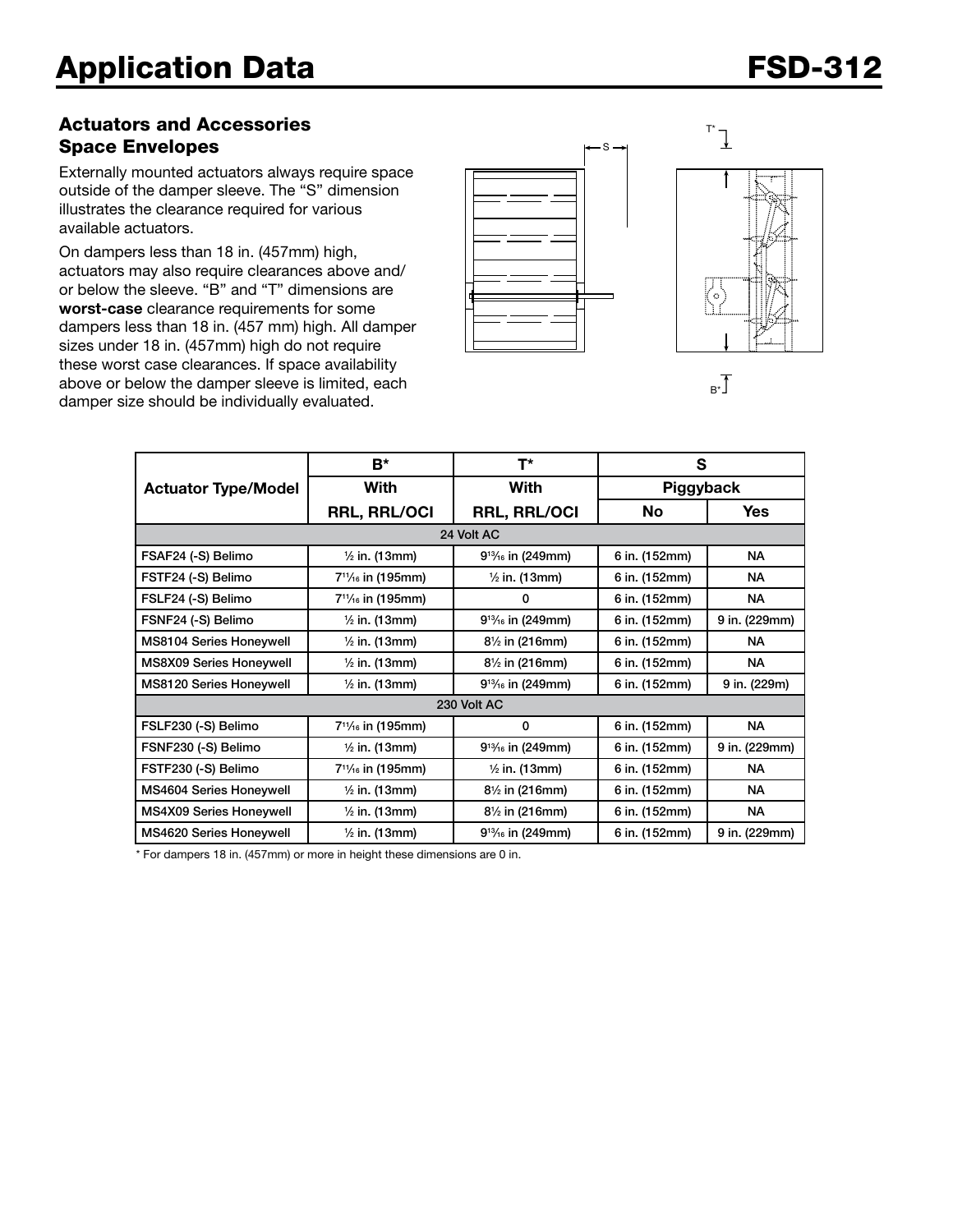# Application Data FSD-312

## Actuators and Accessories Space Envelopes

Externally mounted actuators always require space outside of the damper sleeve. The "S" dimension illustrates the clearance required for various available actuators.

On dampers less than 18 in. (457mm) high, actuators may also require clearances above and/ or below the sleeve. "B" and "T" dimensions are **worst-case** clearance requirements for some dampers less than 18 in. (457 mm) high. All damper sizes under 18 in. (457mm) high do not require these worst case clearances. If space availability above or below the damper sleeve is limited, each damper size should be individually evaluated.

| Actuator Type/Model | B* | T* | S | |
|---|---|---|---|---|
| | With | With | Piggyback | |
| | RRL, RRL/OCI | RRL, RRL/OCI | No | Yes |
| **24 Volt AC** | | | | |
| FSAF24 (-S) Belimo | ½ in. (13mm) | 9¹³⁄₁₆ in (249mm) | 6 in. (152mm) | NA |
| FSTF24 (-S) Belimo | 7¹¹⁄₁₆ in (195mm) | ½ in. (13mm) | 6 in. (152mm) | NA |
| FSLF24 (-S) Belimo | 7¹¹⁄₁₆ in (195mm) | 0 | 6 in. (152mm) | NA |
| FSNF24 (-S) Belimo | ½ in. (13mm) | 9¹³⁄₁₆ in (249mm) | 6 in. (152mm) | 9 in. (229mm) |
| MS8104 Series Honeywell | ½ in. (13mm) | 8½ in (216mm) | 6 in. (152mm) | NA |
| MS8X09 Series Honeywell | ½ in. (13mm) | 8½ in (216mm) | 6 in. (152mm) | NA |
| MS8120 Series Honeywell | ½ in. (13mm) | 9¹³⁄₁₆ in (249mm) | 6 in. (152mm) | 9 in. (229m) |
| **230 Volt AC** | | | | |
| FSLF230 (-S) Belimo | 7¹¹⁄₁₆ in (195mm) | 0 | 6 in. (152mm) | NA |
| FSNF230 (-S) Belimo | ½ in. (13mm) | 9¹³⁄₁₆ in (249mm) | 6 in. (152mm) | 9 in. (229mm) |
| FSTF230 (-S) Belimo | 7¹¹⁄₁₆ in (195mm) | ½ in. (13mm) | 6 in. (152mm) | NA |
| MS4604 Series Honeywell | ½ in. (13mm) | 8½ in (216mm) | 6 in. (152mm) | NA |
| MS4X09 Series Honeywell | ½ in. (13mm) | 8½ in (216mm) | 6 in. (152mm) | NA |
| MS4620 Series Honeywell | ½ in. (13mm) | 9¹³⁄₁₆ in (249mm) | 6 in. (152mm) | 9 in. (229mm) |

* For dampers 18 in. (457mm) or more in height these dimensions are 0 in.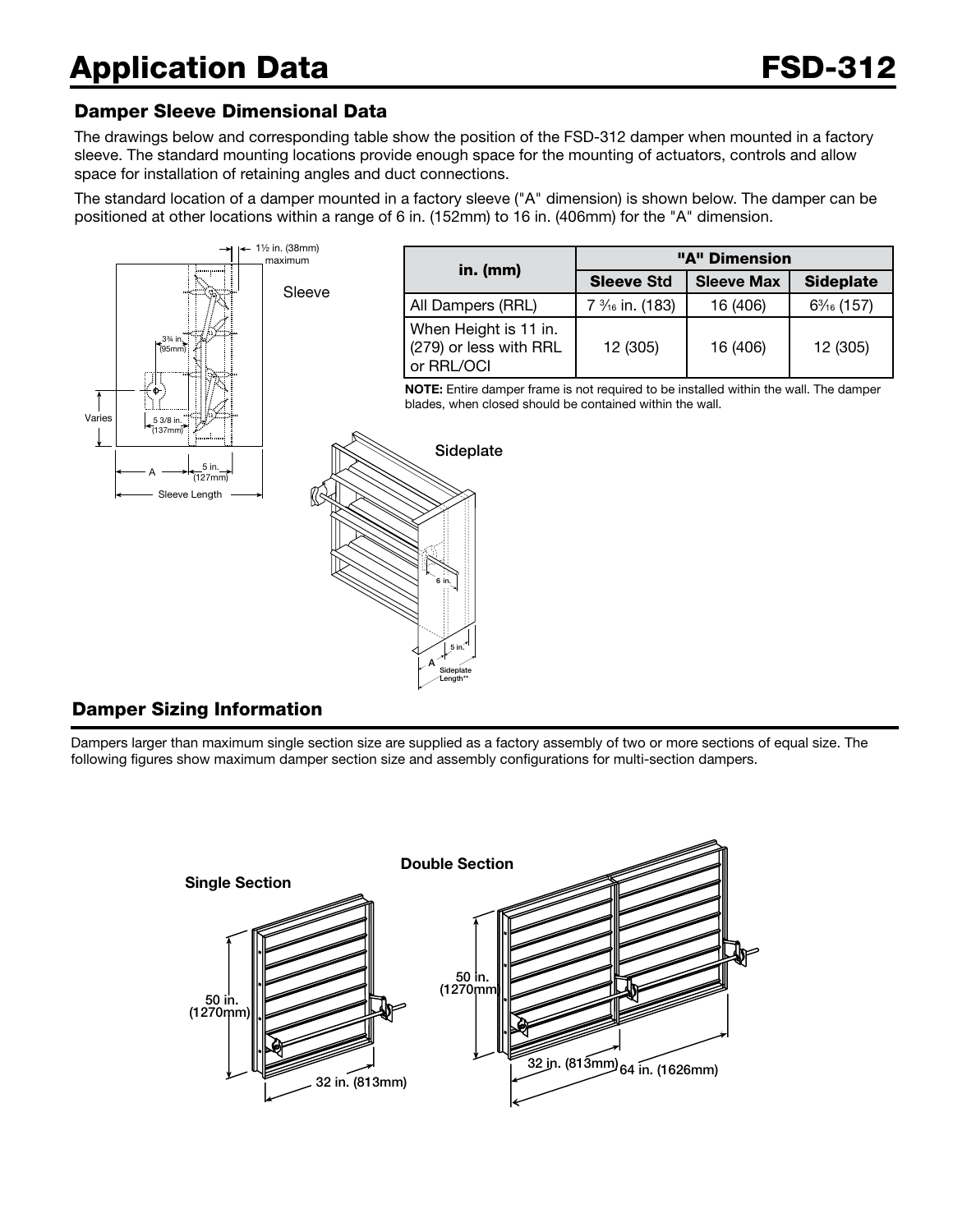# Application Data

## FSD-312

### Damper Sleeve Dimensional Data

The drawings below and corresponding table show the position of the FSD-312 damper when mounted in a factory sleeve. The standard mounting locations provide enough space for the mounting of actuators, controls and allow space for installation of retaining angles and duct connections.

The standard location of a damper mounted in a factory sleeve ("A" dimension) is shown below. The damper can be positioned at other locations within a range of 6 in. (152mm) to 16 in. (406mm) for the "A" dimension.

| in. (mm) | "A" Dimension | | |
|---|---|---|---|
| | **Sleeve Std** | **Sleeve Max** | **Sideplate** |
| All Dampers (RRL) | 7 3⁄16 in. (183) | 16 (406) | 6 3⁄16 (157) |
| When Height is 11 in. (279) or less with RRL or RRL/OCI | 12 (305) | 16 (406) | 12 (305) |

**NOTE:** Entire damper frame is not required to be installed within the wall. The damper blades, when closed should be contained within the wall.

### Damper Sizing Information

Dampers larger than maximum single section size are supplied as a factory assembly of two or more sections of equal size. The following figures show maximum damper section size and assembly configurations for multi-section dampers.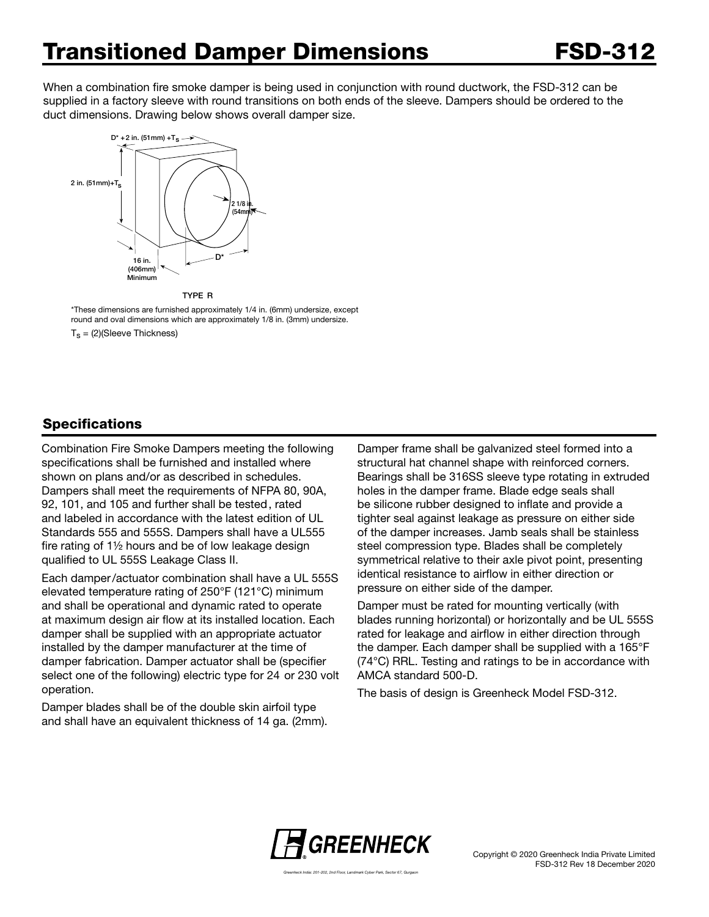# Transitioned Damper Dimensions FSD-312

When a combination fire smoke damper is being used in conjunction with round ductwork, the FSD-312 can be supplied in a factory sleeve with round transitions on both ends of the sleeve. Dampers should be ordered to the duct dimensions. Drawing below shows overall damper size.

D* +2 in. (51mm) +$T_S$

2 in. (51mm)+$T_S$

2 1/8 in. (54mm)

16 in. (406mm) Minimum

D*

TYPE R

*These dimensions are furnished approximately 1/4 in. (6mm) undersize, except round and oval dimensions which are approximately 1/8 in. (3mm) undersize.

$T_S$ = (2)(Sleeve Thickness)

## Specifications

Combination Fire Smoke Dampers meeting the following specifications shall be furnished and installed where shown on plans and/or as described in schedules. Dampers shall meet the requirements of NFPA 80, 90A, 92, 101, and 105 and further shall be tested, rated and labeled in accordance with the latest edition of UL Standards 555 and 555S. Dampers shall have a UL555 fire rating of 1½ hours and be of low leakage design qualified to UL 555S Leakage Class II.

Each damper/actuator combination shall have a UL 555S elevated temperature rating of 250°F (121°C) minimum and shall be operational and dynamic rated to operate at maximum design air flow at its installed location. Each damper shall be supplied with an appropriate actuator installed by the damper manufacturer at the time of damper fabrication. Damper actuator shall be (specifier select one of the following) electric type for 24 or 230 volt operation.

Damper blades shall be of the double skin airfoil type and shall have an equivalent thickness of 14 ga. (2mm).

Damper frame shall be galvanized steel formed into a structural hat channel shape with reinforced corners. Bearings shall be 316SS sleeve type rotating in extruded holes in the damper frame. Blade edge seals shall be silicone rubber designed to inflate and provide a tighter seal against leakage as pressure on either side of the damper increases. Jamb seals shall be stainless steel compression type. Blades shall be completely symmetrical relative to their axle pivot point, presenting identical resistance to airflow in either direction or pressure on either side of the damper.

Damper must be rated for mounting vertically (with blades running horizontal) or horizontally and be UL 555S rated for leakage and airflow in either direction through the damper. Each damper shall be supplied with a 165°F (74°C) RRL. Testing and ratings to be in accordance with AMCA standard 500-D.

The basis of design is Greenheck Model FSD-312.

GREENHECK

Greenheck India: 201-202, 2nd Floor, Landmark Cyber Park, Sector 67, Gurgaon

Copyright © 2020 Greenheck India Private Limited
FSD-312 Rev 18 December 2020